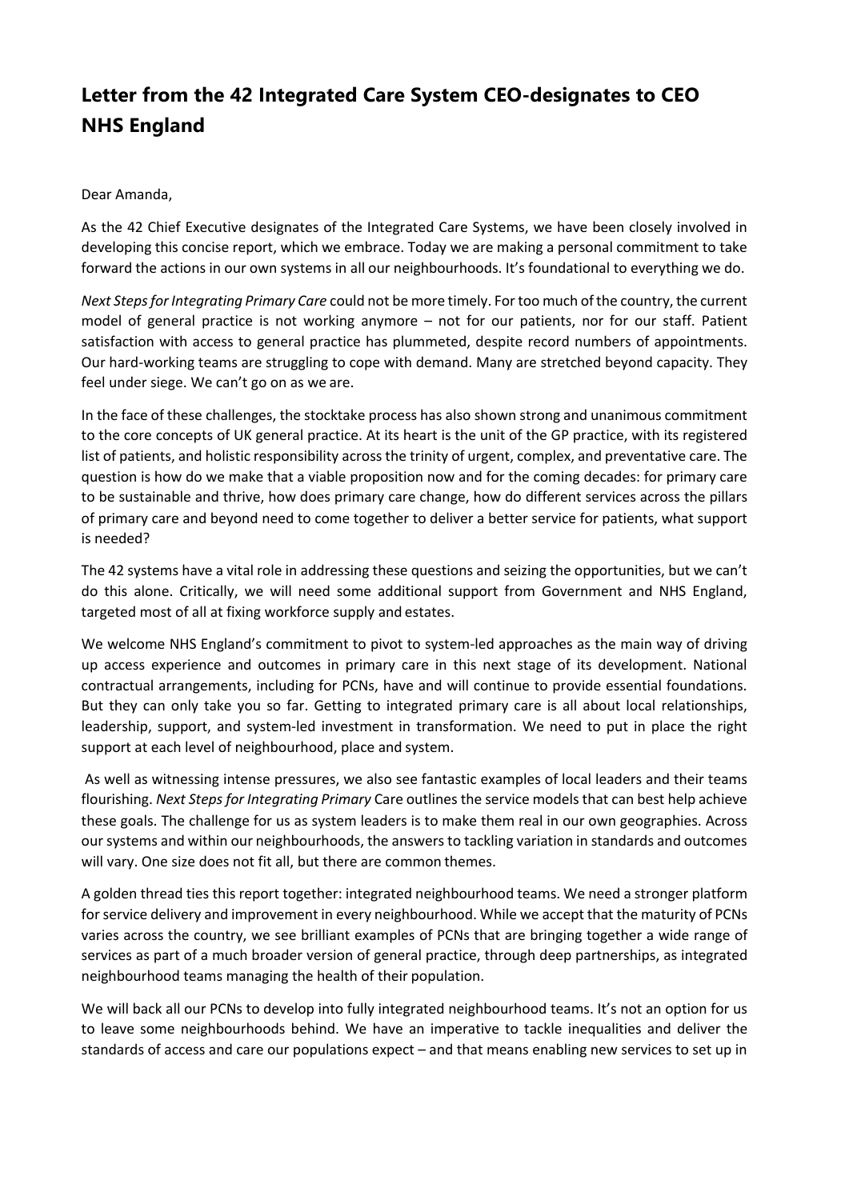# Letter from the 42 Integrated Care System CEO-designates to CEO NHS England

Dear Amanda,

As the 42 Chief Executive designates of the Integrated Care Systems, we have been closely involved in developing this concise report, which we embrace. Today we are making a personal commitment to take forward the actions in our own systems in all our neighbourhoods. It's foundational to everything we do.

*Next Steps for Integrating Primary Care* could not be more timely. For too much of the country, the current model of general practice is not working anymore – not for our patients, nor for our staff. Patient satisfaction with access to general practice has plummeted, despite record numbers of appointments. Our hard-working teams are struggling to cope with demand. Many are stretched beyond capacity. They feel under siege. We can't go on as we are.

In the face of these challenges, the stocktake process has also shown strong and unanimous commitment to the core concepts of UK general practice. At its heart is the unit of the GP practice, with its registered list of patients, and holistic responsibility across the trinity of urgent, complex, and preventative care. The question is how do we make that a viable proposition now and for the coming decades: for primary care to be sustainable and thrive, how does primary care change, how do different services across the pillars of primary care and beyond need to come together to deliver a better service for patients, what support is needed?

The 42 systems have a vital role in addressing these questions and seizing the opportunities, but we can't do this alone. Critically, we will need some additional support from Government and NHS England, targeted most of all at fixing workforce supply and estates.

We welcome NHS England's commitment to pivot to system-led approaches as the main way of driving up access experience and outcomes in primary care in this next stage of its development. National contractual arrangements, including for PCNs, have and will continue to provide essential foundations. But they can only take you so far. Getting to integrated primary care is all about local relationships, leadership, support, and system-led investment in transformation. We need to put in place the right support at each level of neighbourhood, place and system.

As well as witnessing intense pressures, we also see fantastic examples of local leaders and their teams flourishing. *Next Steps for Integrating Primary* Care outlines the service models that can best help achieve these goals. The challenge for us as system leaders is to make them real in our own geographies. Across our systems and within our neighbourhoods, the answers to tackling variation in standards and outcomes will vary. One size does not fit all, but there are common themes.

A golden thread ties this report together: integrated neighbourhood teams. We need a stronger platform for service delivery and improvement in every neighbourhood. While we accept that the maturity of PCNs varies across the country, we see brilliant examples of PCNs that are bringing together a wide range of services as part of a much broader version of general practice, through deep partnerships, as integrated neighbourhood teams managing the health of their population.

We will back all our PCNs to develop into fully integrated neighbourhood teams. It's not an option for us to leave some neighbourhoods behind. We have an imperative to tackle inequalities and deliver the standards of access and care our populations expect – and that means enabling new services to set up in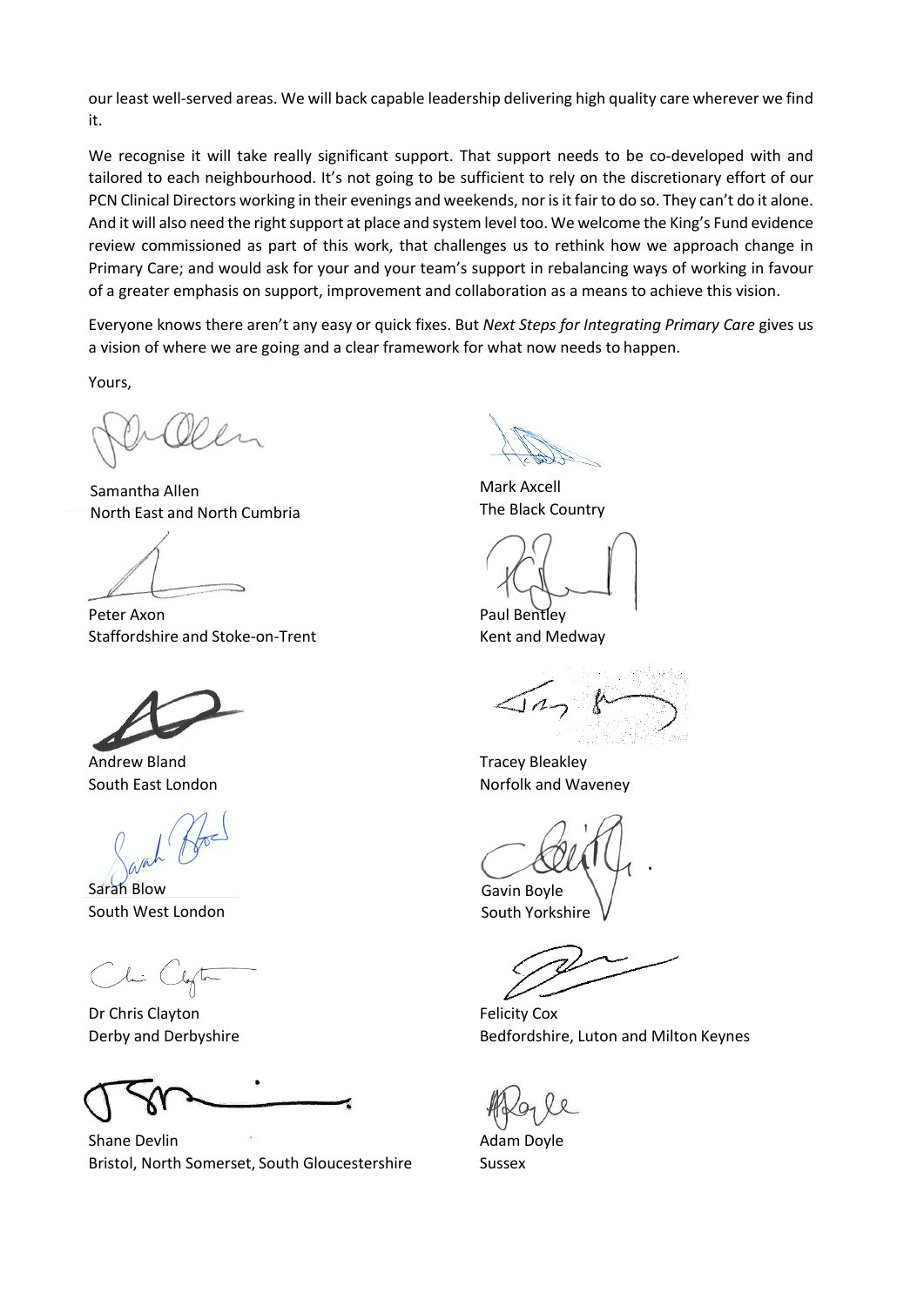our least well-served areas. We will back capable leadership delivering high quality care wherever we find it.

We recognise it will take really significant support. That support needs to be co-developed with and tailored to each neighbourhood. It's not going to be sufficient to rely on the discretionary effort of our PCN Clinical Directors working in their evenings and weekends, nor is it fair to do so. They can't do it alone. And it will also need the right support at place and system level too. We welcome the King's Fund evidence review commissioned as part of this work, that challenges us to rethink how we approach change in Primary Care; and would ask for your and your team's support in rebalancing ways of working in favour of a greater emphasis on support, improvement and collaboration as a means to achieve this vision.

Everyone knows there aren't any easy or quick fixes. But *Next Steps for Integrating Primary Care* gives us a vision of where we are going and a clear framework for what now needs to happen.

Yours,

Samantha Allen
North East and North Cumbria

Mark Axcell
The Black Country

Peter Axon
Staffordshire and Stoke-on-Trent

Paul Bentley
Kent and Medway

Andrew Bland
South East London

Tracey Bleakley
Norfolk and Waveney

Sarah Blow
South West London

Gavin Boyle
South Yorkshire

Dr Chris Clayton
Derby and Derbyshire

Felicity Cox
Bedfordshire, Luton and Milton Keynes

Shane Devlin
Bristol, North Somerset, South Gloucestershire

Adam Doyle
Sussex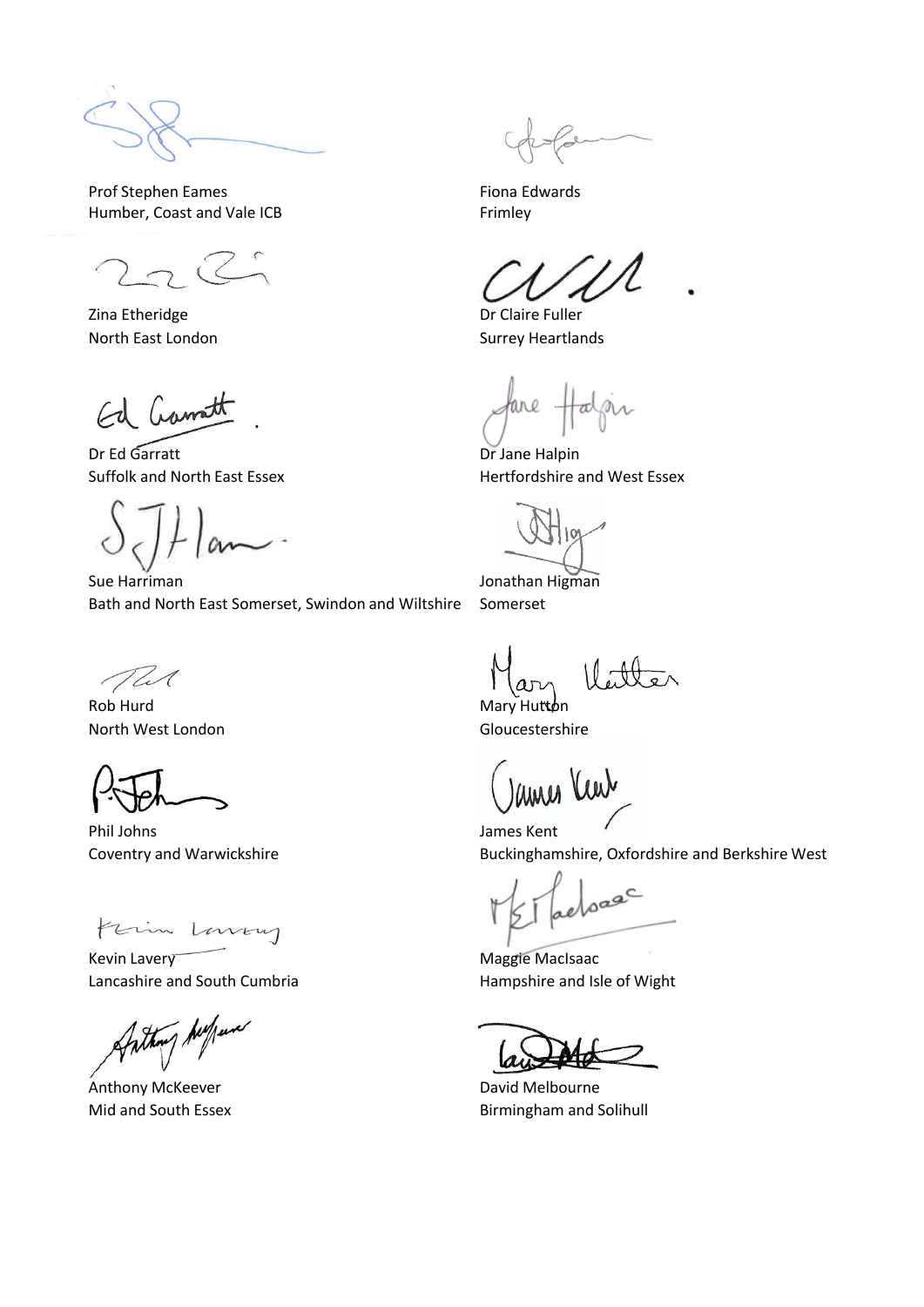Prof Stephen Eames
Humber, Coast and Vale ICB

Fiona Edwards
Frimley

Zina Etheridge
North East London

Dr Claire Fuller
Surrey Heartlands

Dr Ed Garratt
Suffolk and North East Essex

Dr Jane Halpin
Hertfordshire and West Essex

Sue Harriman
Bath and North East Somerset, Swindon and Wiltshire

Jonathan Higman
Somerset

Rob Hurd
North West London

Mary Hutton
Gloucestershire

Phil Johns
Coventry and Warwickshire

James Kent
Buckinghamshire, Oxfordshire and Berkshire West

Kevin Lavery
Lancashire and South Cumbria

Maggie MacIsaac
Hampshire and Isle of Wight

Anthony McKeever
Mid and South Essex

David Melbourne
Birmingham and Solihull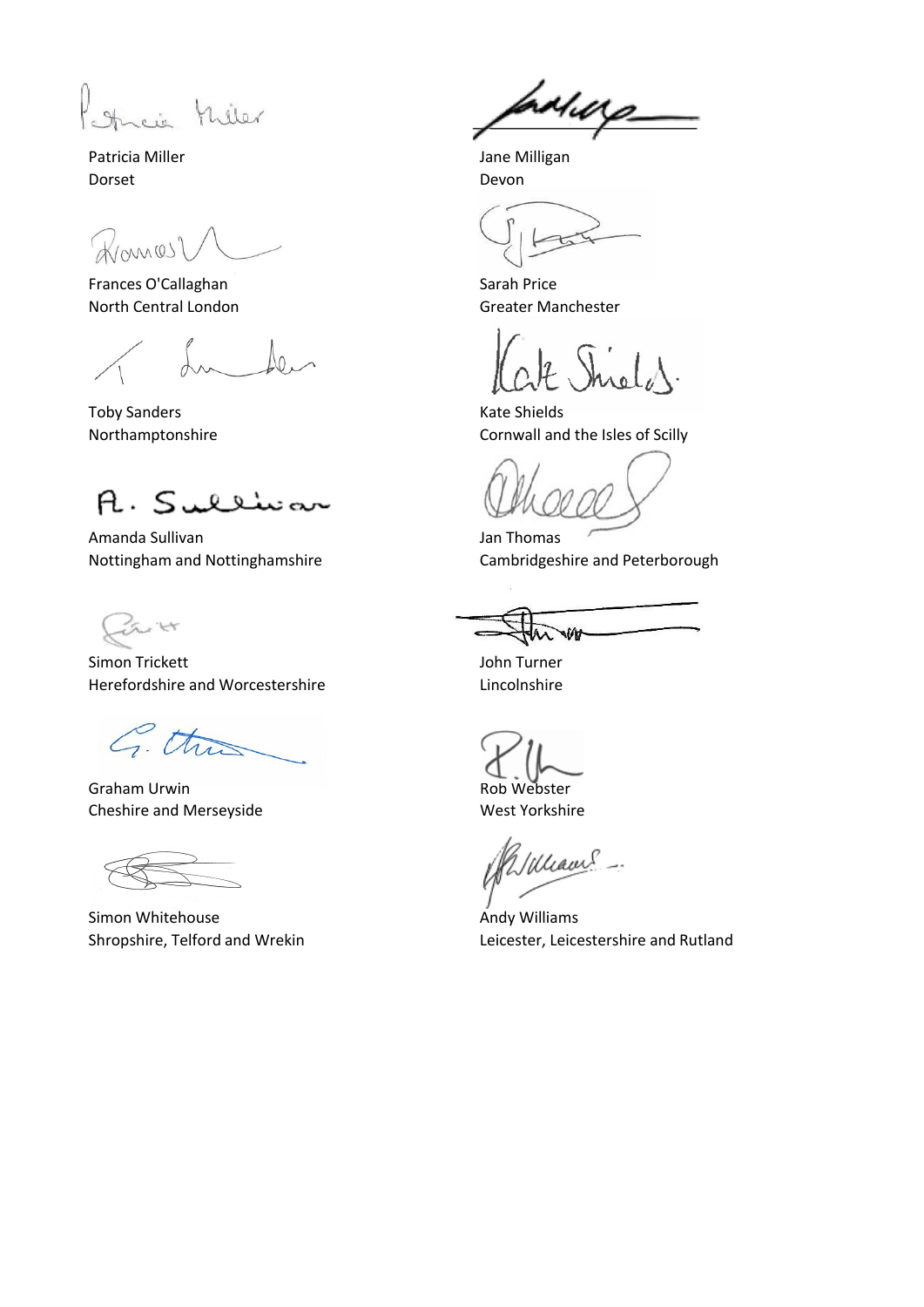Patricia Miller
Dorset

Jane Milligan
Devon

Frances O'Callaghan
North Central London

Sarah Price
Greater Manchester

Toby Sanders
Northamptonshire

Kate Shields
Cornwall and the Isles of Scilly

Amanda Sullivan
Nottingham and Nottinghamshire

Jan Thomas
Cambridgeshire and Peterborough

Simon Trickett
Herefordshire and Worcestershire

John Turner
Lincolnshire

Graham Urwin
Cheshire and Merseyside

Rob Webster
West Yorkshire

Simon Whitehouse
Shropshire, Telford and Wrekin

Andy Williams
Leicester, Leicestershire and Rutland